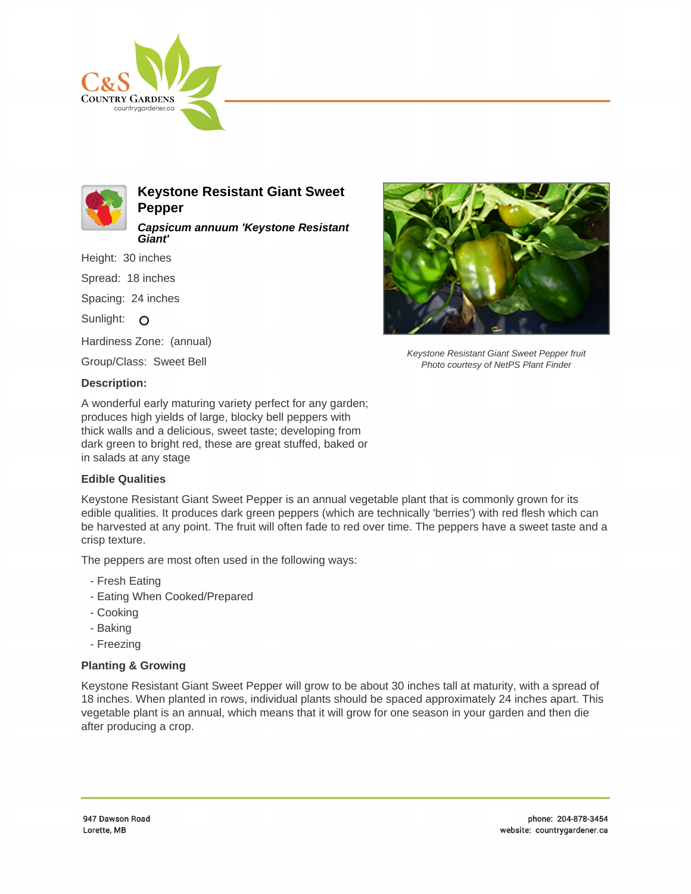# Keystone Resistant Giant Sweet Pepper

***Capsicum annuum 'Keystone Resistant Giant'***

Height: 30 inches

Spread: 18 inches

Spacing: 24 inches

Sunlight: ○

Hardiness Zone: (annual)

Group/Class: Sweet Bell

*Keystone Resistant Giant Sweet Pepper fruit*
*Photo courtesy of NetPS Plant Finder*

### Description:

A wonderful early maturing variety perfect for any garden; produces high yields of large, blocky bell peppers with thick walls and a delicious, sweet taste; developing from dark green to bright red, these are great stuffed, baked or in salads at any stage

### Edible Qualities

Keystone Resistant Giant Sweet Pepper is an annual vegetable plant that is commonly grown for its edible qualities. It produces dark green peppers (which are technically 'berries') with red flesh which can be harvested at any point. The fruit will often fade to red over time. The peppers have a sweet taste and a crisp texture.

The peppers are most often used in the following ways:

- Fresh Eating
- Eating When Cooked/Prepared
- Cooking
- Baking
- Freezing

### Planting & Growing

Keystone Resistant Giant Sweet Pepper will grow to be about 30 inches tall at maturity, with a spread of 18 inches. When planted in rows, individual plants should be spaced approximately 24 inches apart. This vegetable plant is an annual, which means that it will grow for one season in your garden and then die after producing a crop.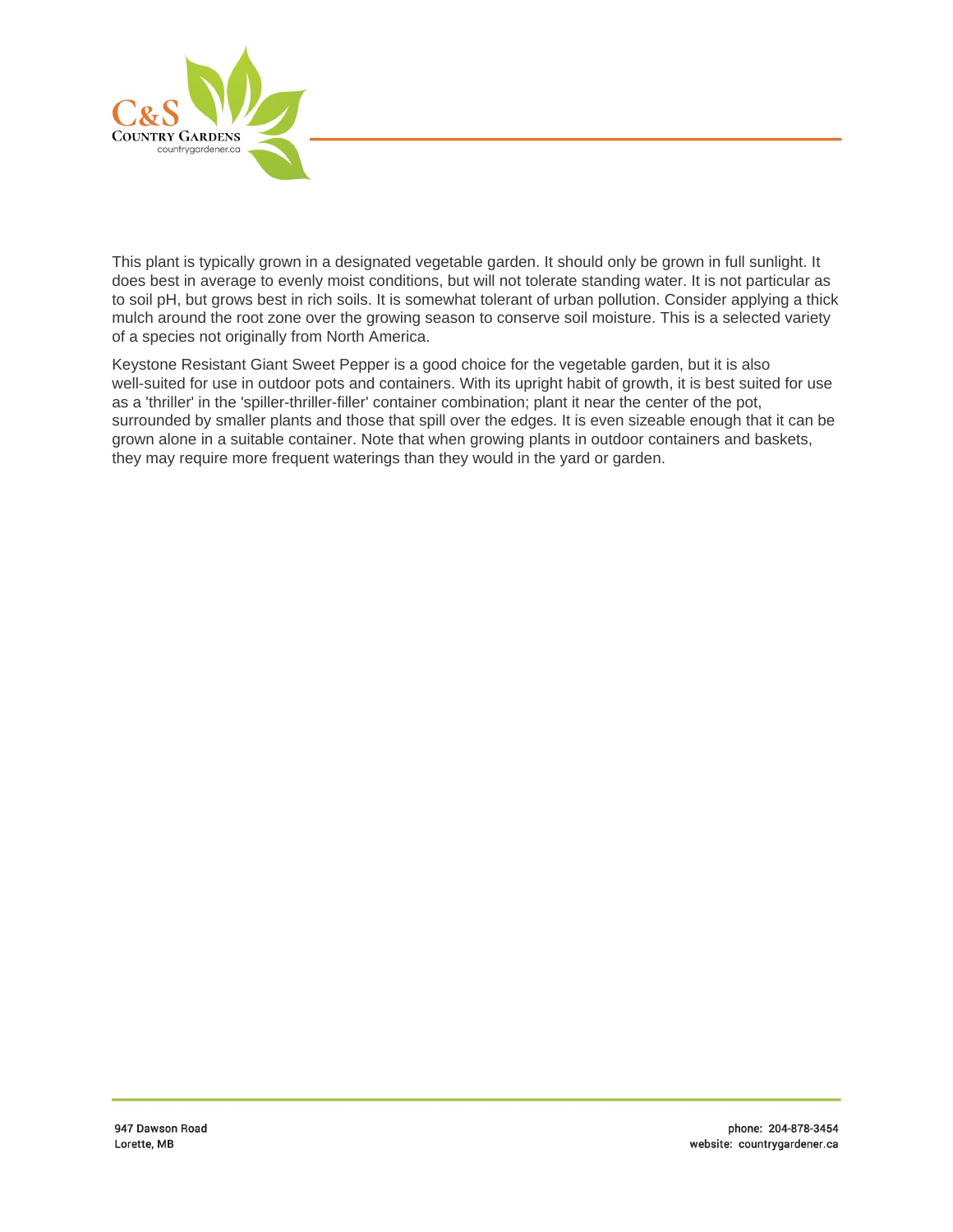This plant is typically grown in a designated vegetable garden. It should only be grown in full sunlight. It does best in average to evenly moist conditions, but will not tolerate standing water. It is not particular as to soil pH, but grows best in rich soils. It is somewhat tolerant of urban pollution. Consider applying a thick mulch around the root zone over the growing season to conserve soil moisture. This is a selected variety of a species not originally from North America.

Keystone Resistant Giant Sweet Pepper is a good choice for the vegetable garden, but it is also well-suited for use in outdoor pots and containers. With its upright habit of growth, it is best suited for use as a 'thriller' in the 'spiller-thriller-filler' container combination; plant it near the center of the pot, surrounded by smaller plants and those that spill over the edges. It is even sizeable enough that it can be grown alone in a suitable container. Note that when growing plants in outdoor containers and baskets, they may require more frequent waterings than they would in the yard or garden.